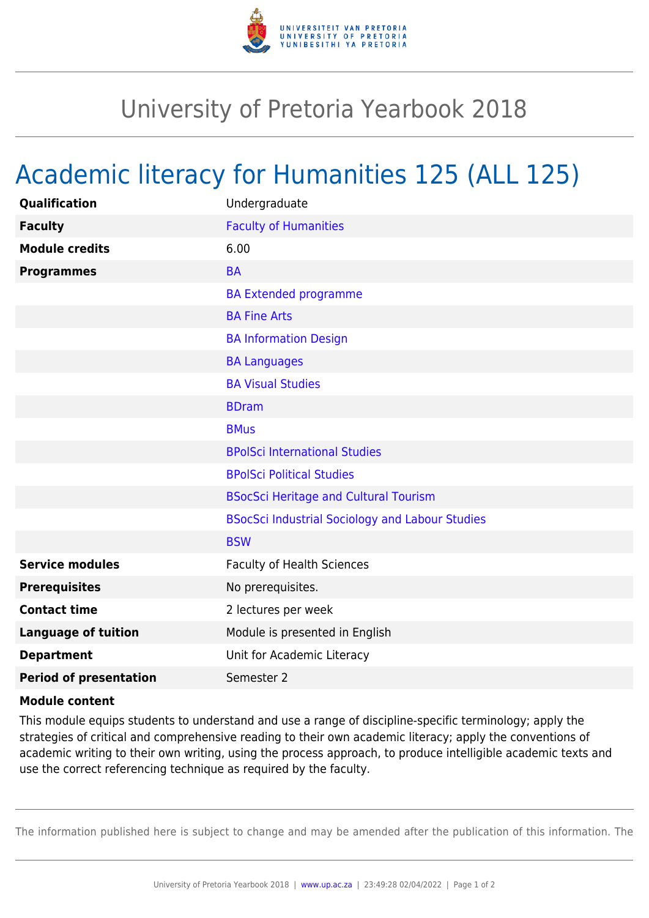# University of Pretoria Yearbook 2018

## Academic literacy for Humanities 125 (ALL 125)

| | |
|---|---|
| **Qualification** | Undergraduate |
| **Faculty** | Faculty of Humanities |
| **Module credits** | 6.00 |
| **Programmes** | BA |
| | BA Extended programme |
| | BA Fine Arts |
| | BA Information Design |
| | BA Languages |
| | BA Visual Studies |
| | BDram |
| | BMus |
| | BPolSci International Studies |
| | BPolSci Political Studies |
| | BSocSci Heritage and Cultural Tourism |
| | BSocSci Industrial Sociology and Labour Studies |
| | BSW |
| **Service modules** | Faculty of Health Sciences |
| **Prerequisites** | No prerequisites. |
| **Contact time** | 2 lectures per week |
| **Language of tuition** | Module is presented in English |
| **Department** | Unit for Academic Literacy |
| **Period of presentation** | Semester 2 |

**Module content**

This module equips students to understand and use a range of discipline-specific terminology; apply the strategies of critical and comprehensive reading to their own academic literacy; apply the conventions of academic writing to their own writing, using the process approach, to produce intelligible academic texts and use the correct referencing technique as required by the faculty.

The information published here is subject to change and may be amended after the publication of this information. The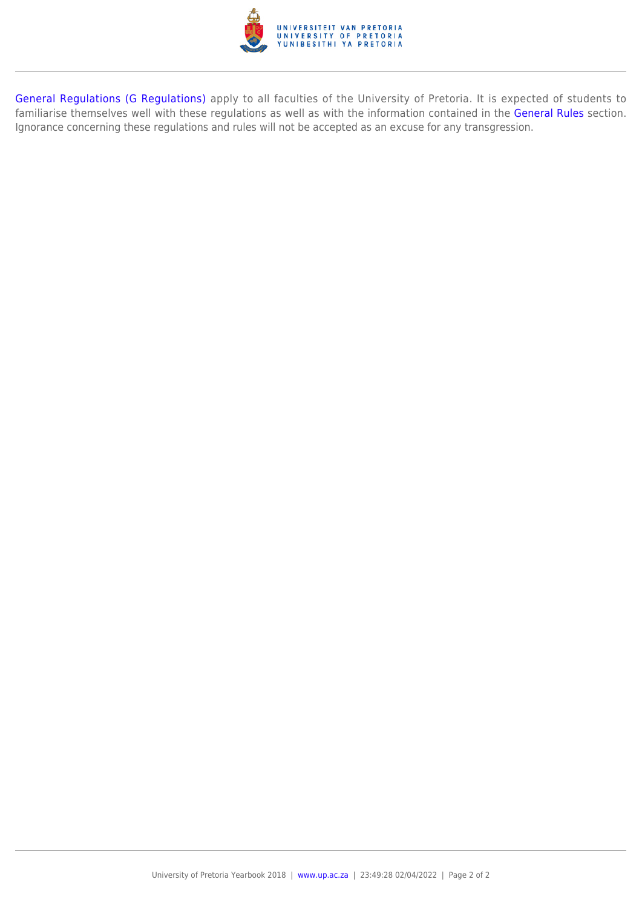General Regulations (G Regulations) apply to all faculties of the University of Pretoria. It is expected of students to familiarise themselves well with these regulations as well as with the information contained in the General Rules section. Ignorance concerning these regulations and rules will not be accepted as an excuse for any transgression.